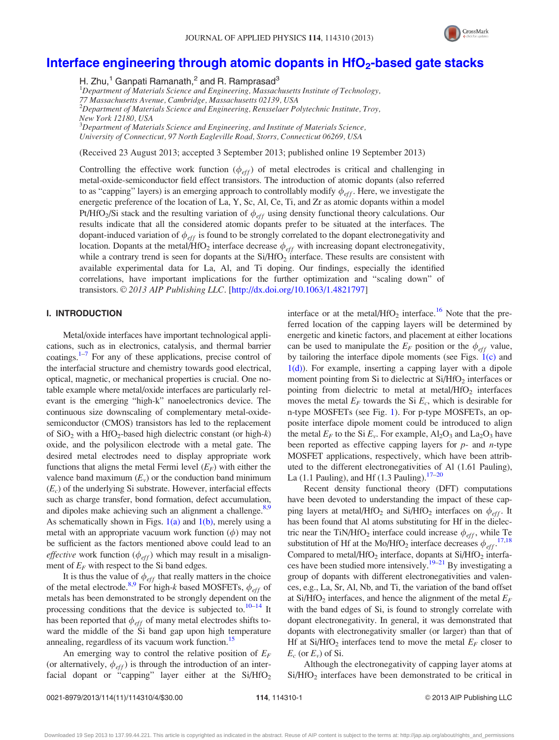# Interface engineering through atomic dopants in $HfO_2$-based gate stacks

H. Zhu,[1] Ganpati Ramanath,[2] and R. Ramprasad[3]

[1]*Department of Materials Science and Engineering, Massachusetts Institute of Technology, 77 Massachusetts Avenue, Cambridge, Massachusetts 02139, USA*
[2]*Department of Materials Science and Engineering, Rensselaer Polytechnic Institute, Troy, New York 12180, USA*
[3]*Department of Materials Science and Engineering, and Institute of Materials Science, University of Connecticut, 97 North Eagleville Road, Storrs, Connecticut 06269, USA*

(Received 23 August 2013; accepted 3 September 2013; published online 19 September 2013)

Controlling the effective work function ($\phi_{eff}$) of metal electrodes is critical and challenging in metal-oxide-semiconductor field effect transistors. The introduction of atomic dopants (also referred to as "capping" layers) is an emerging approach to controllably modify $\phi_{eff}$. Here, we investigate the energetic preference of the location of La, Y, Sc, Al, Ce, Ti, and Zr as atomic dopants within a model $Pt/HfO_2/Si$ stack and the resulting variation of $\phi_{eff}$ using density functional theory calculations. Our results indicate that all the considered atomic dopants prefer to be situated at the interfaces. The dopant-induced variation of $\phi_{eff}$ is found to be strongly correlated to the dopant electronegativity and location. Dopants at the metal/$HfO_2$ interface decrease $\phi_{eff}$ with increasing dopant electronegativity, while a contrary trend is seen for dopants at the Si/$HfO_2$ interface. These results are consistent with available experimental data for La, Al, and Ti doping. Our findings, especially the identified correlations, have important implications for the further optimization and "scaling down" of transistors. © *2013 AIP Publishing LLC*. [http://dx.doi.org/10.1063/1.4821797]

## I. INTRODUCTION

Metal/oxide interfaces have important technological applications, such as in electronics, catalysis, and thermal barrier coatings.[1–7] For any of these applications, precise control of the interfacial structure and chemistry towards good electrical, optical, magnetic, or mechanical properties is crucial. One notable example where metal/oxide interfaces are particularly relevant is the emerging "high-k" nanoelectronics device. The continuous size downscaling of complementary metal-oxide-semiconductor (CMOS) transistors has led to the replacement of $SiO_2$ with a $HfO_2$-based high dielectric constant (or high-$k$) oxide, and the polysilicon electrode with a metal gate. The desired metal electrodes need to display appropriate work functions that aligns the metal Fermi level ($E_F$) with either the valence band maximum ($E_v$) or the conduction band minimum ($E_c$) of the underlying Si substrate. However, interfacial effects such as charge transfer, bond formation, defect accumulation, and dipoles make achieving such an alignment a challenge.[8,9] As schematically shown in Figs. 1(a) and 1(b), merely using a metal with an appropriate vacuum work function ($\phi$) may not be sufficient as the factors mentioned above could lead to an *effective* work function ($\phi_{eff}$) which may result in a misalignment of $E_F$ with respect to the Si band edges.

It is thus the value of $\phi_{eff}$ that really matters in the choice of the metal electrode.[8,9] For high-$k$ based MOSFETs, $\phi_{eff}$ of metals has been demonstrated to be strongly dependent on the processing conditions that the device is subjected to.[10–14] It has been reported that $\phi_{eff}$ of many metal electrodes shifts toward the middle of the Si band gap upon high temperature annealing, regardless of its vacuum work function.[15]

An emerging way to control the relative position of $E_F$ (or alternatively, $\phi_{eff}$) is through the introduction of an interfacial dopant or "capping" layer either at the Si/$HfO_2$ interface or at the metal/$HfO_2$ interface.[16] Note that the preferred location of the capping layers will be determined by energetic and kinetic factors, and placement at either locations can be used to manipulate the $E_F$ position or the $\phi_{eff}$ value, by tailoring the interface dipole moments (see Figs. 1(c) and 1(d)). For example, inserting a capping layer with a dipole moment pointing from Si to dielectric at Si/$HfO_2$ interfaces or pointing from dielectric to metal at metal/$HfO_2$ interfaces moves the metal $E_F$ towards the Si $E_c$, which is desirable for n-type MOSFETs (see Fig. 1). For p-type MOSFETs, an opposite interface dipole moment could be introduced to align the metal $E_F$ to the Si $E_v$. For example, $Al_2O_3$ and $La_2O_3$ have been reported as effective capping layers for $p$- and $n$-type MOSFET applications, respectively, which have been attributed to the different electronegativities of Al (1.61 Pauling), La (1.1 Pauling), and Hf (1.3 Pauling).[17–20]

Recent density functional theory (DFT) computations have been devoted to understanding the impact of these capping layers at metal/$HfO_2$ and Si/$HfO_2$ interfaces on $\phi_{eff}$. It has been found that Al atoms substituting for Hf in the dielectric near the TiN/$HfO_2$ interface could increase $\phi_{eff}$, while Te substitution of Hf at the Mo/$HfO_2$ interface decreases $\phi_{eff}$.[17,18] Compared to metal/$HfO_2$ interface, dopants at Si/$HfO_2$ interfaces have been studied more intensively.[19–21] By investigating a group of dopants with different electronegativities and valences, e.g., La, Sr, Al, Nb, and Ti, the variation of the band offset at Si/$HfO_2$ interfaces, and hence the alignment of the metal $E_F$ with the band edges of Si, is found to strongly correlate with dopant electronegativity. In general, it was demonstrated that dopants with electronegativity smaller (or larger) than that of Hf at Si/$HfO_2$ interfaces tend to move the metal $E_F$ closer to $E_c$ (or $E_v$) of Si.

Although the electronegativity of capping layer atoms at Si/$HfO_2$ interfaces have been demonstrated to be critical in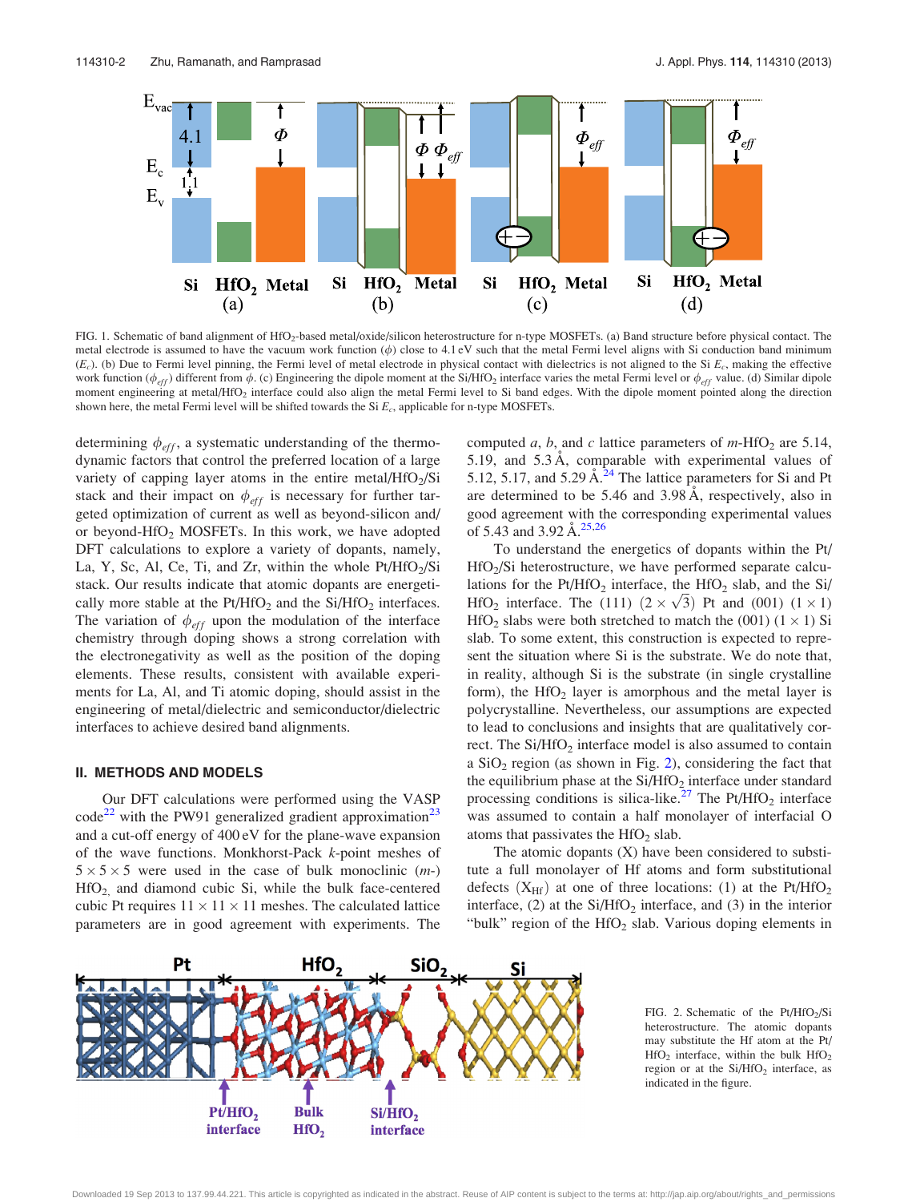FIG. 1. Schematic of band alignment of $HfO_2$-based metal/oxide/silicon heterostructure for n-type MOSFETs. (a) Band structure before physical contact. The metal electrode is assumed to have the vacuum work function ($\phi$) close to 4.1 eV such that the metal Fermi level aligns with Si conduction band minimum ($E_c$). (b) Due to Fermi level pinning, the Fermi level of metal electrode in physical contact with dielectrics is not aligned to the Si $E_c$, making the effective work function ($\phi_{eff}$) different from $\phi$. (c) Engineering the dipole moment at the Si/$HfO_2$ interface varies the metal Fermi level or $\phi_{eff}$ value. (d) Similar dipole moment engineering at metal/$HfO_2$ interface could also align the metal Fermi level to Si band edges. With the dipole moment pointed along the direction shown here, the metal Fermi level will be shifted towards the Si $E_c$, applicable for n-type MOSFETs.

determining $\phi_{eff}$, a systematic understanding of the thermodynamic factors that control the preferred location of a large variety of capping layer atoms in the entire metal/$HfO_2$/Si stack and their impact on $\phi_{eff}$ is necessary for further targeted optimization of current as well as beyond-silicon and/or beyond-$HfO_2$ MOSFETs. In this work, we have adopted DFT calculations to explore a variety of dopants, namely, La, Y, Sc, Al, Ce, Ti, and Zr, within the whole Pt/$HfO_2$/Si stack. Our results indicate that atomic dopants are energetically more stable at the Pt/$HfO_2$ and the Si/$HfO_2$ interfaces. The variation of $\phi_{eff}$ upon the modulation of the interface chemistry through doping shows a strong correlation with the electronegativity as well as the position of the doping elements. These results, consistent with available experiments for La, Al, and Ti atomic doping, should assist in the engineering of metal/dielectric and semiconductor/dielectric interfaces to achieve desired band alignments.

## II. METHODS AND MODELS

Our DFT calculations were performed using the VASP code[22] with the PW91 generalized gradient approximation[23] and a cut-off energy of 400 eV for the plane-wave expansion of the wave functions. Monkhorst-Pack $k$-point meshes of $5 \times 5 \times 5$ were used in the case of bulk monoclinic ($m$-) $HfO_2$, and diamond cubic Si, while the bulk face-centered cubic Pt requires $11 \times 11 \times 11$ meshes. The calculated lattice parameters are in good agreement with experiments. The computed $a$, $b$, and $c$ lattice parameters of $m$-$HfO_2$ are 5.14, 5.19, and 5.3 Å, comparable with experimental values of 5.12, 5.17, and 5.29 Å.[24] The lattice parameters for Si and Pt are determined to be 5.46 and 3.98 Å, respectively, also in good agreement with the corresponding experimental values of 5.43 and 3.92 Å.[25,26]

To understand the energetics of dopants within the Pt/$HfO_2$/Si heterostructure, we have performed separate calculations for the Pt/$HfO_2$ interface, the $HfO_2$ slab, and the Si/$HfO_2$ interface. The (111) $(2 \times \sqrt{3})$ Pt and (001) $(1 \times 1)$ $HfO_2$ slabs were both stretched to match the (001) $(1 \times 1)$ Si slab. To some extent, this construction is expected to represent the situation where Si is the substrate. We do note that, in reality, although Si is the substrate (in single crystalline form), the $HfO_2$ layer is amorphous and the metal layer is polycrystalline. Nevertheless, our assumptions are expected to lead to conclusions and insights that are qualitatively correct. The Si/$HfO_2$ interface model is also assumed to contain a $SiO_2$ region (as shown in Fig. 2), considering the fact that the equilibrium phase at the Si/$HfO_2$ interface under standard processing conditions is silica-like.[27] The Pt/$HfO_2$ interface was assumed to contain a half monolayer of interfacial O atoms that passivates the $HfO_2$ slab.

The atomic dopants (X) have been considered to substitute a full monolayer of Hf atoms and form substitutional defects ($X_{Hf}$) at one of three locations: (1) at the Pt/$HfO_2$ interface, (2) at the Si/$HfO_2$ interface, and (3) in the interior "bulk" region of the $HfO_2$ slab. Various doping elements in

FIG. 2. Schematic of the Pt/$HfO_2$/Si heterostructure. The atomic dopants may substitute the Hf atom at the Pt/$HfO_2$ interface, within the bulk $HfO_2$ region or at the Si/$HfO_2$ interface, as indicated in the figure.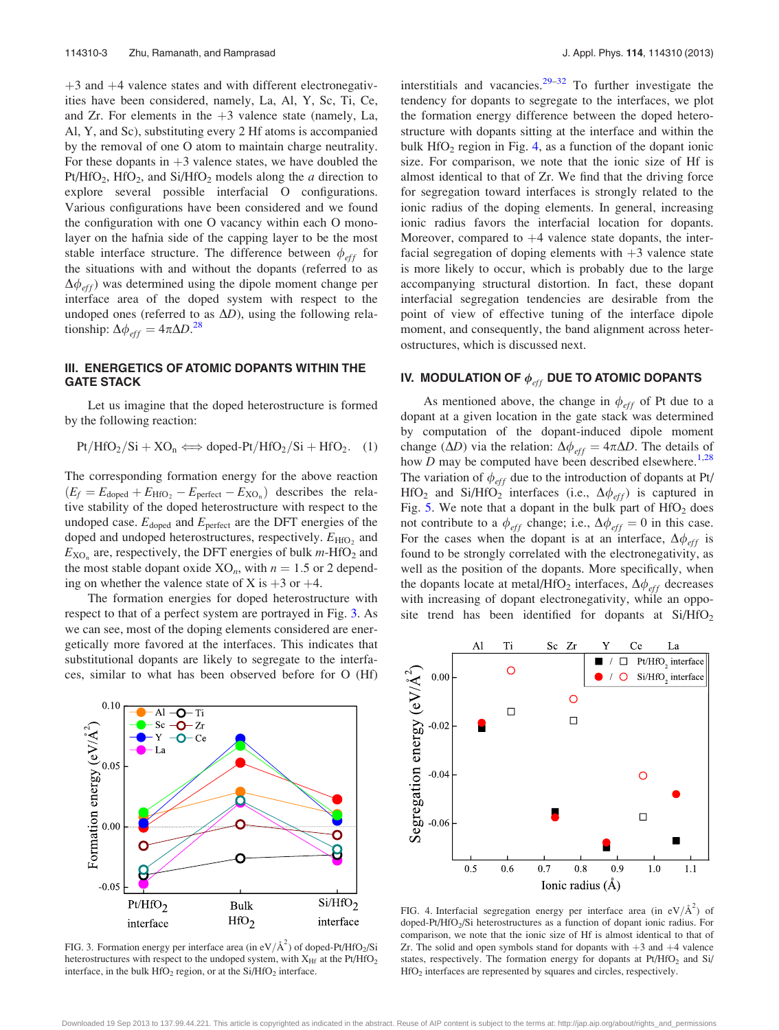+3 and +4 valence states and with different electronegativities have been considered, namely, La, Al, Y, Sc, Ti, Ce, and Zr. For elements in the +3 valence state (namely, La, Al, Y, and Sc), substituting every 2 Hf atoms is accompanied by the removal of one O atom to maintain charge neutrality. For these dopants in +3 valence states, we have doubled the Pt/$HfO_2$, $HfO_2$, and Si/$HfO_2$ models along the $a$ direction to explore several possible interfacial O configurations. Various configurations have been considered and we found the configuration with one O vacancy within each O monolayer on the hafnia side of the capping layer to be the most stable interface structure. The difference between $\phi_{eff}$ for the situations with and without the dopants (referred to as $\Delta\phi_{eff}$) was determined using the dipole moment change per interface area of the doped system with respect to the undoped ones (referred to as $\Delta D$), using the following relationship: $\Delta\phi_{eff} = 4\pi\Delta D$.[28]

## III. ENERGETICS OF ATOMIC DOPANTS WITHIN THE GATE STACK

Let us imagine that the doped heterostructure is formed by the following reaction:

$$\text{Pt/HfO}_2\text{/Si} + \text{XO}_n \Longleftrightarrow \text{doped-Pt/HfO}_2\text{/Si} + \text{HfO}_2. \quad (1)$$

The corresponding formation energy for the above reaction ($E_f = E_{\text{doped}} + E_{\text{HfO}_2} - E_{\text{perfect}} - E_{\text{XO}_n}$) describes the relative stability of the doped heterostructure with respect to the undoped case. $E_{\text{doped}}$ and $E_{\text{perfect}}$ are the DFT energies of the doped and undoped heterostructures, respectively. $E_{\text{HfO}_2}$ and $E_{\text{XO}_n}$ are, respectively, the DFT energies of bulk $m$-$HfO_2$ and the most stable dopant oxide $XO_n$, with $n$ = 1.5 or 2 depending on whether the valence state of X is +3 or +4.

The formation energies for doped heterostructure with respect to that of a perfect system are portrayed in Fig. 3. As we can see, most of the doping elements considered are energetically more favored at the interfaces. This indicates that substitutional dopants are likely to segregate to the interfaces, similar to what has been observed before for O (Hf) interstitials and vacancies.[29–32] To further investigate the tendency for dopants to segregate to the interfaces, we plot the formation energy difference between the doped heterostructure with dopants sitting at the interface and within the bulk $HfO_2$ region in Fig. 4, as a function of the dopant ionic size. For comparison, we note that the ionic size of Hf is almost identical to that of Zr. We find that the driving force for segregation toward interfaces is strongly related to the ionic radius of the doping elements. In general, increasing ionic radius favors the interfacial location for dopants. Moreover, compared to +4 valence state dopants, the interfacial segregation of doping elements with +3 valence state is more likely to occur, which is probably due to the large accompanying structural distortion. In fact, these dopant interfacial segregation tendencies are desirable from the point of view of effective tuning of the interface dipole moment, and consequently, the band alignment across heterostructures, which is discussed next.

FIG. 3. Formation energy per interface area (in eV/Å$^2$) of doped-Pt/$HfO_2$/Si heterostructures with respect to the undoped system, with $X_{Hf}$ at the Pt/$HfO_2$ interface, in the bulk $HfO_2$ region, or at the Si/$HfO_2$ interface.

## IV. MODULATION OF $\phi_{eff}$ DUE TO ATOMIC DOPANTS

As mentioned above, the change in $\phi_{eff}$ of Pt due to a dopant at a given location in the gate stack was determined by computation of the dopant-induced dipole moment change ($\Delta D$) via the relation: $\Delta\phi_{eff} = 4\pi\Delta D$. The details of how $D$ may be computed have been described elsewhere.[1,28] The variation of $\phi_{eff}$ due to the introduction of dopants at Pt/$HfO_2$ and Si/$HfO_2$ interfaces (i.e., $\Delta\phi_{eff}$) is captured in Fig. 5. We note that a dopant in the bulk part of $HfO_2$ does not contribute to a $\phi_{eff}$ change; i.e., $\Delta\phi_{eff} = 0$ in this case. For the cases when the dopant is at an interface, $\Delta\phi_{eff}$ is found to be strongly correlated with the electronegativity, as well as the position of the dopants. More specifically, when the dopants locate at metal/$HfO_2$ interfaces, $\Delta\phi_{eff}$ decreases with increasing of dopant electronegativity, while an opposite trend has been identified for dopants at Si/$HfO_2$

FIG. 4. Interfacial segregation energy per interface area (in eV/Å$^2$) of doped-Pt/$HfO_2$/Si heterostructures as a function of dopant ionic radius. For comparison, we note that the ionic size of Hf is almost identical to that of Zr. The solid and open symbols stand for dopants with +3 and +4 valence states, respectively. The formation energy for dopants at Pt/$HfO_2$ and Si/$HfO_2$ interfaces are represented by squares and circles, respectively.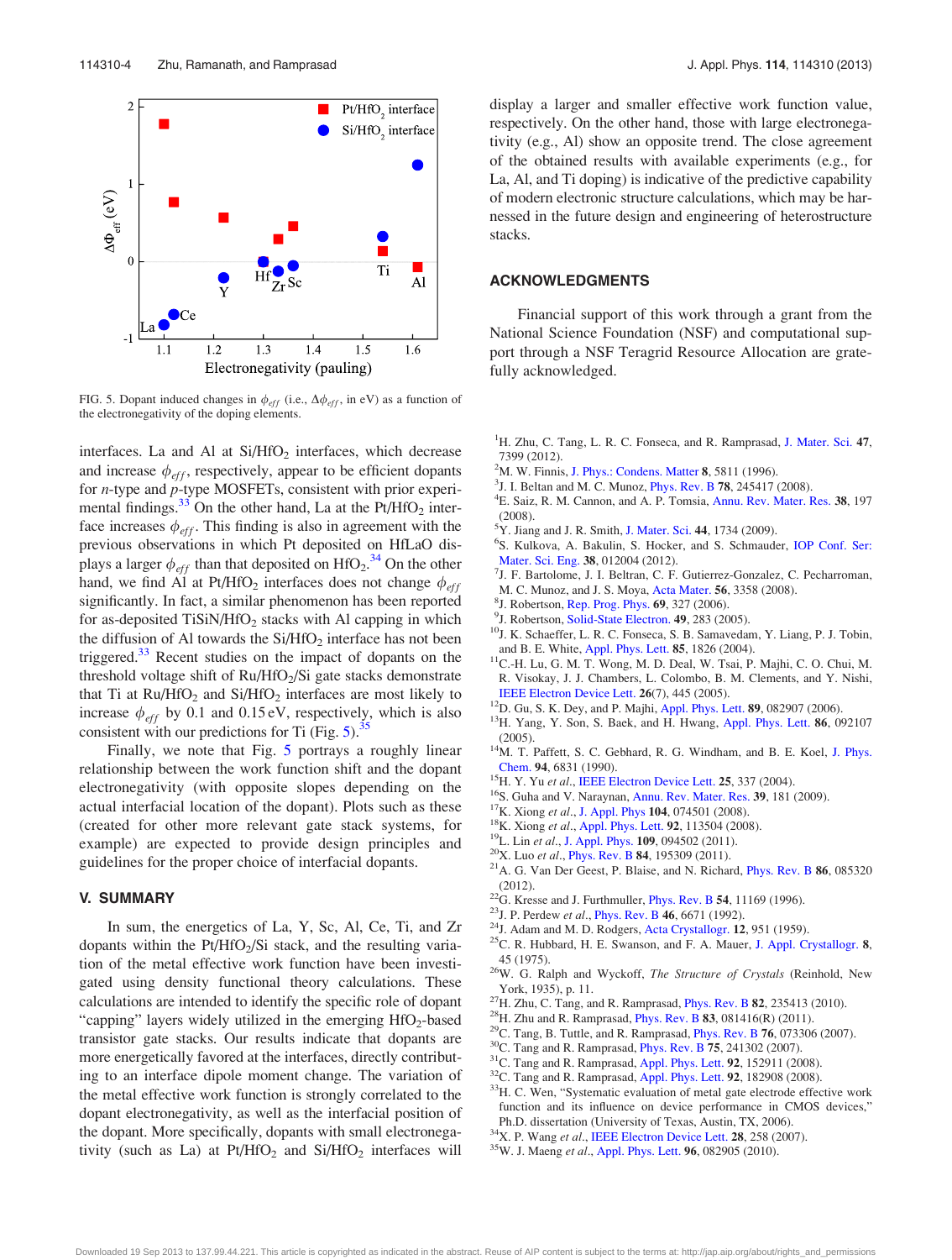2

1

0

-1

$\Delta\Phi_{eff}$ (eV)

Pt/HfO$_2$ interface

Si/HfO$_2$ interface

La Ce Y Hf Zr Sc Ti Al

1.1 1.2 1.3 1.4 1.5 1.6

Electronegativity (pauling)

FIG. 5. Dopant induced changes in $\phi_{eff}$ (i.e., $\Delta\phi_{eff}$, in eV) as a function of the electronegativity of the doping elements.

interfaces. La and Al at Si/HfO$_2$ interfaces, which decrease and increase $\phi_{eff}$, respectively, appear to be efficient dopants for $n$-type and $p$-type MOSFETs, consistent with prior experimental findings.[33] On the other hand, La at the Pt/HfO$_2$ interface increases $\phi_{eff}$. This finding is also in agreement with the previous observations in which Pt deposited on HfLaO displays a larger $\phi_{eff}$ than that deposited on HfO$_2$.[34] On the other hand, we find Al at Pt/HfO$_2$ interfaces does not change $\phi_{eff}$ significantly. In fact, a similar phenomenon has been reported for as-deposited TiSiN/HfO$_2$ stacks with Al capping in which the diffusion of Al towards the Si/HfO$_2$ interface has not been triggered.[33] Recent studies on the impact of dopants on the threshold voltage shift of Ru/HfO$_2$/Si gate stacks demonstrate that Ti at Ru/HfO$_2$ and Si/HfO$_2$ interfaces are most likely to increase $\phi_{eff}$ by 0.1 and 0.15 eV, respectively, which is also consistent with our predictions for Ti (Fig. 5).[35]

Finally, we note that Fig. 5 portrays a roughly linear relationship between the work function shift and the dopant electronegativity (with opposite slopes depending on the actual interfacial location of the dopant). Plots such as these (created for other more relevant gate stack systems, for example) are expected to provide design principles and guidelines for the proper choice of interfacial dopants.

## V. SUMMARY

In sum, the energetics of La, Y, Sc, Al, Ce, Ti, and Zr dopants within the Pt/HfO$_2$/Si stack, and the resulting variation of the metal effective work function have been investigated using density functional theory calculations. These calculations are intended to identify the specific role of dopant "capping" layers widely utilized in the emerging HfO$_2$-based transistor gate stacks. Our results indicate that dopants are more energetically favored at the interfaces, directly contributing to an interface dipole moment change. The variation of the metal effective work function is strongly correlated to the dopant electronegativity, as well as the interfacial position of the dopant. More specifically, dopants with small electronegativity (such as La) at Pt/HfO$_2$ and Si/HfO$_2$ interfaces will display a larger and smaller effective work function value, respectively. On the other hand, those with large electronegativity (e.g., Al) show an opposite trend. The close agreement of the obtained results with available experiments (e.g., for La, Al, and Ti doping) is indicative of the predictive capability of modern electronic structure calculations, which may be harnessed in the future design and engineering of heterostructure stacks.

## ACKNOWLEDGMENTS

Financial support of this work through a grant from the National Science Foundation (NSF) and computational support through a NSF Teragrid Resource Allocation are gratefully acknowledged.

[1] H. Zhu, C. Tang, L. R. C. Fonseca, and R. Ramprasad, J. Mater. Sci. **47**, 7399 (2012).
[2] M. W. Finnis, J. Phys.: Condens. Matter **8**, 5811 (1996).
[3] J. I. Beltan and M. C. Munoz, Phys. Rev. B **78**, 245417 (2008).
[4] E. Saiz, R. M. Cannon, and A. P. Tomsia, Annu. Rev. Mater. Res. **38**, 197 (2008).
[5] Y. Jiang and J. R. Smith, J. Mater. Sci. **44**, 1734 (2009).
[6] S. Kulkova, A. Bakulin, S. Hocker, and S. Schmauder, IOP Conf. Ser: Mater. Sci. Eng. **38**, 012004 (2012).
[7] J. F. Bartolome, J. I. Beltran, C. F. Gutierrez-Gonzalez, C. Pecharroman, M. C. Munoz, and J. S. Moya, Acta Mater. **56**, 3358 (2008).
[8] J. Robertson, Rep. Prog. Phys. **69**, 327 (2006).
[9] J. Robertson, Solid-State Electron. **49**, 283 (2005).
[10] J. K. Schaeffer, L. R. C. Fonseca, S. B. Samavedam, Y. Liang, P. J. Tobin, and B. E. White, Appl. Phys. Lett. **85**, 1826 (2004).
[11] C.-H. Lu, G. M. T. Wong, M. D. Deal, W. Tsai, P. Majhi, C. O. Chui, M. R. Visokay, J. J. Chambers, L. Colombo, B. M. Clements, and Y. Nishi, IEEE Electron Device Lett. **26**(7), 445 (2005).
[12] D. Gu, S. K. Dey, and P. Majhi, Appl. Phys. Lett. **89**, 082907 (2006).
[13] H. Yang, Y. Son, S. Baek, and H. Hwang, Appl. Phys. Lett. **86**, 092107 (2005).
[14] M. T. Paffett, S. C. Gebhard, R. G. Windham, and B. E. Koel, J. Phys. Chem. **94**, 6831 (1990).
[15] H. Y. Yu *et al.*, IEEE Electron Device Lett. **25**, 337 (2004).
[16] S. Guha and V. Narayanan, Annu. Rev. Mater. Res. **39**, 181 (2009).
[17] K. Xiong *et al.*, J. Appl. Phys **104**, 074501 (2008).
[18] K. Xiong *et al.*, Appl. Phys. Lett. **92**, 113504 (2008).
[19] L. Lin *et al.*, J. Appl. Phys. **109**, 094502 (2011).
[20] X. Luo *et al.*, Phys. Rev. B **84**, 195309 (2011).
[21] A. G. Van Der Geest, P. Blaise, and N. Richard, Phys. Rev. B **86**, 085320 (2012).
[22] G. Kresse and J. Furthmuller, Phys. Rev. B **54**, 11169 (1996).
[23] J. P. Perdew *et al.*, Phys. Rev. B **46**, 6671 (1992).
[24] J. Adam and M. D. Rodgers, Acta Crystallogr. **12**, 951 (1959).
[25] C. R. Hubbard, H. E. Swanson, and F. A. Mauer, J. Appl. Crystallogr. **8**, 45 (1975).
[26] W. G. Ralph and Wyckoff, *The Structure of Crystals* (Reinhold, New York, 1935), p. 11.
[27] H. Zhu, C. Tang, and R. Ramprasad, Phys. Rev. B **82**, 235413 (2010).
[28] H. Zhu and R. Ramprasad, Phys. Rev. B **83**, 081416(R) (2011).
[29] C. Tang, B. Tuttle, and R. Ramprasad, Phys. Rev. B **76**, 073306 (2007).
[30] C. Tang and R. Ramprasad, Phys. Rev. B **75**, 241302 (2007).
[31] C. Tang and R. Ramprasad, Appl. Phys. Lett. **92**, 152911 (2008).
[32] C. Tang and R. Ramprasad, Appl. Phys. Lett. **92**, 182908 (2008).
[33] H. C. Wen, "Systematic evaluation of metal gate electrode effective work function and its influence on device performance in CMOS devices," Ph.D. dissertation (University of Texas, Austin, TX, 2006).
[34] X. P. Wang *et al.*, IEEE Electron Device Lett. **28**, 258 (2007).
[35] W. J. Maeng *et al.*, Appl. Phys. Lett. **96**, 082905 (2010).